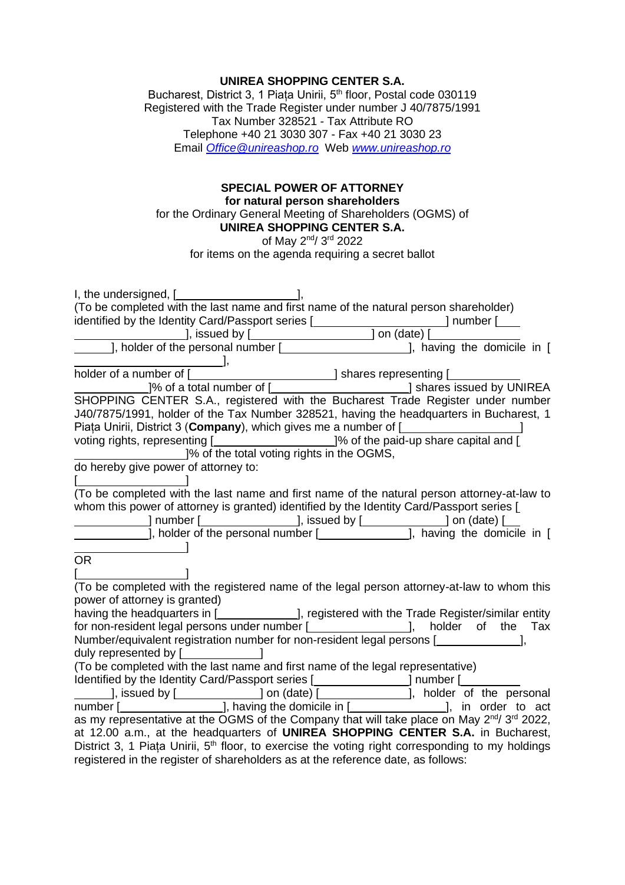**UNIREA SHOPPING CENTER S.A.**
Bucharest, District 3, 1 Piața Unirii, 5th floor, Postal code 030119
Registered with the Trade Register under number J 40/7875/1991
Tax Number 328521 - Tax Attribute RO
Telephone +40 21 3030 307 - Fax +40 21 3030 23
Email *Office@unireashop.ro* Web *www.unireashop.ro*

**SPECIAL POWER OF ATTORNEY**
**for natural person shareholders**
for the Ordinary General Meeting of Shareholders (OGMS) of
**UNIREA SHOPPING CENTER S.A.**
of May 2nd/ 3rd 2022
for items on the agenda requiring a secret ballot

I, the undersigned, [____________________],
(To be completed with the last name and first name of the natural person shareholder)
identified by the Identity Card/Passport series [____________________] number [____________________], issued by [____________________] on (date) [____________________], holder of the personal number [____________________], having the domicile in [____________________],
holder of a number of [____________________] shares representing [____________________]% of a total number of [____________________] shares issued by UNIREA SHOPPING CENTER S.A., registered with the Bucharest Trade Register under number J40/7875/1991, holder of the Tax Number 328521, having the headquarters in Bucharest, 1 Piața Unirii, District 3 (**Company**), which gives me a number of [____________________] voting rights, representing [____________________]% of the paid-up share capital and [____________________]% of the total voting rights in the OGMS,
do hereby give power of attorney to:
[____________________]
(To be completed with the last name and first name of the natural person attorney-at-law to whom this power of attorney is granted) identified by the Identity Card/Passport series [____________________] number [____________________], issued by [____________________] on (date) [____________________], holder of the personal number [____________________], having the domicile in [____________________]
OR
[____________________]
(To be completed with the registered name of the legal person attorney-at-law to whom this power of attorney is granted)
having the headquarters in [____________________], registered with the Trade Register/similar entity for non-resident legal persons under number [____________________], holder of the Tax Number/equivalent registration number for non-resident legal persons [____________________], duly represented by [____________________]
(To be completed with the last name and first name of the legal representative)
Identified by the Identity Card/Passport series [____________________] number [____________________], issued by [____________________] on (date) [____________________], holder of the personal number [____________________], having the domicile in [____________________], in order to act as my representative at the OGMS of the Company that will take place on May 2nd/ 3rd 2022, at 12.00 a.m., at the headquarters of **UNIREA SHOPPING CENTER S.A.** in Bucharest, District 3, 1 Piața Unirii, 5th floor, to exercise the voting right corresponding to my holdings registered in the register of shareholders as at the reference date, as follows: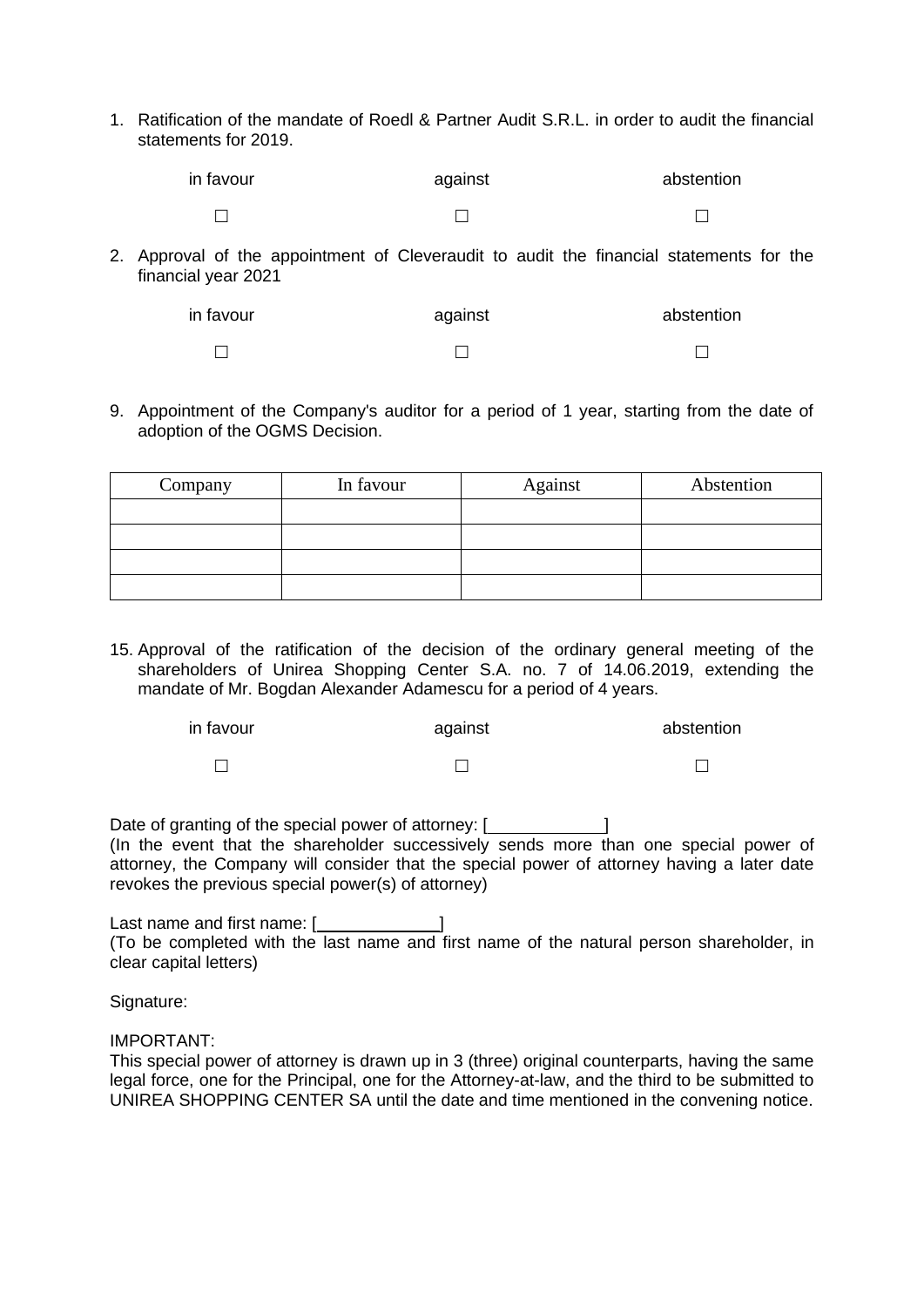1. Ratification of the mandate of Roedl & Partner Audit S.R.L. in order to audit the financial statements for 2019.

| in favour | against | abstention |
|---|---|---|
| ☐ | ☐ | ☐ |

2. Approval of the appointment of Cleveraudit to audit the financial statements for the financial year 2021

| in favour | against | abstention |
|---|---|---|
| ☐ | ☐ | ☐ |

9. Appointment of the Company's auditor for a period of 1 year, starting from the date of adoption of the OGMS Decision.

| Company | In favour | Against | Abstention |
|---|---|---|---|
| | | | |
| | | | |
| | | | |
| | | | |

15. Approval of the ratification of the decision of the ordinary general meeting of the shareholders of Unirea Shopping Center S.A. no. 7 of 14.06.2019, extending the mandate of Mr. Bogdan Alexander Adamescu for a period of 4 years.

| in favour | against | abstention |
|---|---|---|
| ☐ | ☐ | ☐ |

Date of granting of the special power of attorney: [ ]
(In the event that the shareholder successively sends more than one special power of attorney, the Company will consider that the special power of attorney having a later date revokes the previous special power(s) of attorney)

Last name and first name: [ ]
(To be completed with the last name and first name of the natural person shareholder, in clear capital letters)

Signature:

IMPORTANT:
This special power of attorney is drawn up in 3 (three) original counterparts, having the same legal force, one for the Principal, one for the Attorney-at-law, and the third to be submitted to UNIREA SHOPPING CENTER SA until the date and time mentioned in the convening notice.